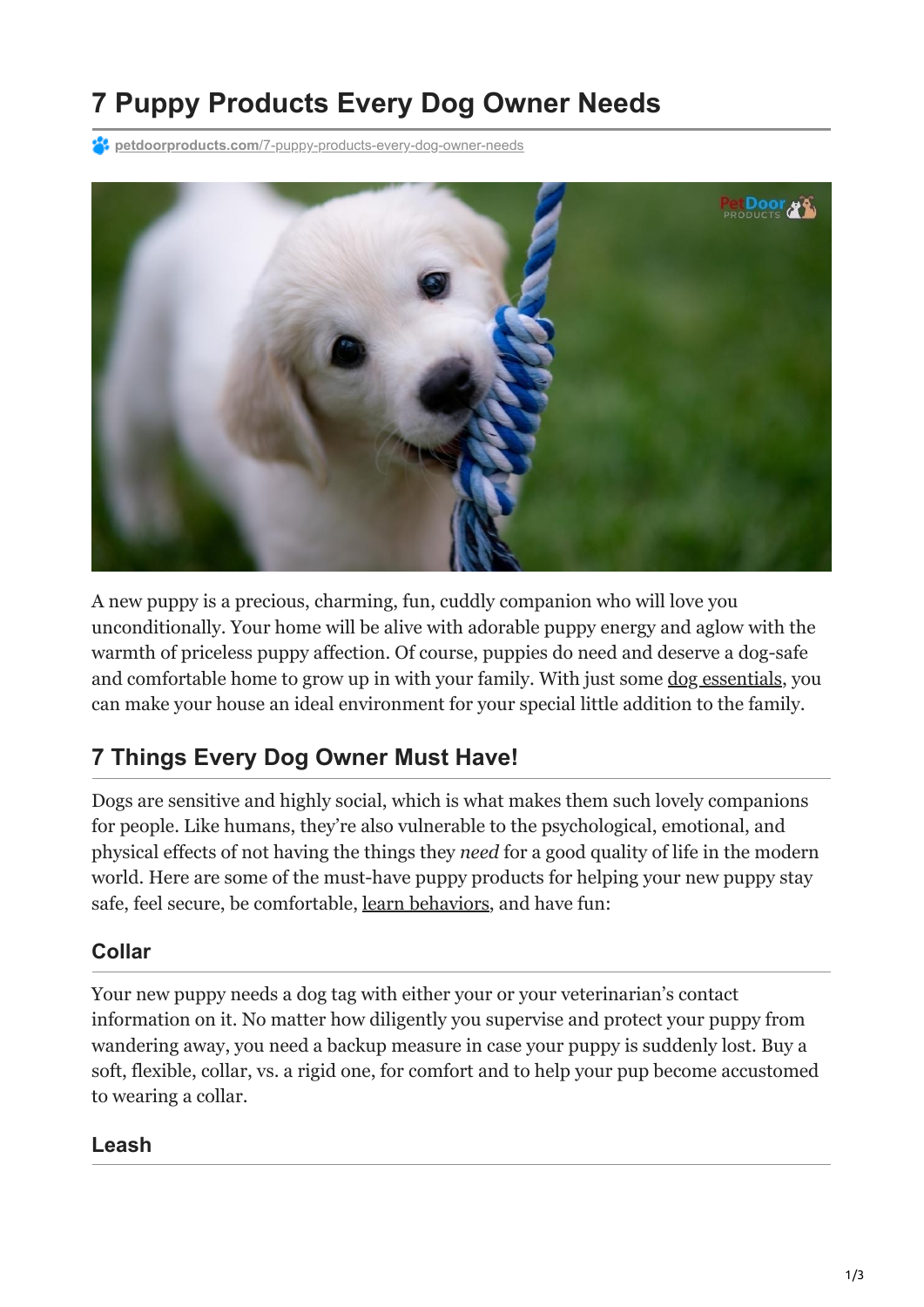# 7 Puppy Products Every Dog Owner Needs

petdoorproducts.com/7-puppy-products-every-dog-owner-needs

A new puppy is a precious, charming, fun, cuddly companion who will love you unconditionally. Your home will be alive with adorable puppy energy and aglow with the warmth of priceless puppy affection. Of course, puppies do need and deserve a dog-safe and comfortable home to grow up in with your family. With just some dog essentials, you can make your house an ideal environment for your special little addition to the family.

## 7 Things Every Dog Owner Must Have!

Dogs are sensitive and highly social, which is what makes them such lovely companions for people. Like humans, they're also vulnerable to the psychological, emotional, and physical effects of not having the things they *need* for a good quality of life in the modern world. Here are some of the must-have puppy products for helping your new puppy stay safe, feel secure, be comfortable, learn behaviors, and have fun:

### Collar

Your new puppy needs a dog tag with either your or your veterinarian's contact information on it. No matter how diligently you supervise and protect your puppy from wandering away, you need a backup measure in case your puppy is suddenly lost. Buy a soft, flexible, collar, vs. a rigid one, for comfort and to help your pup become accustomed to wearing a collar.

### Leash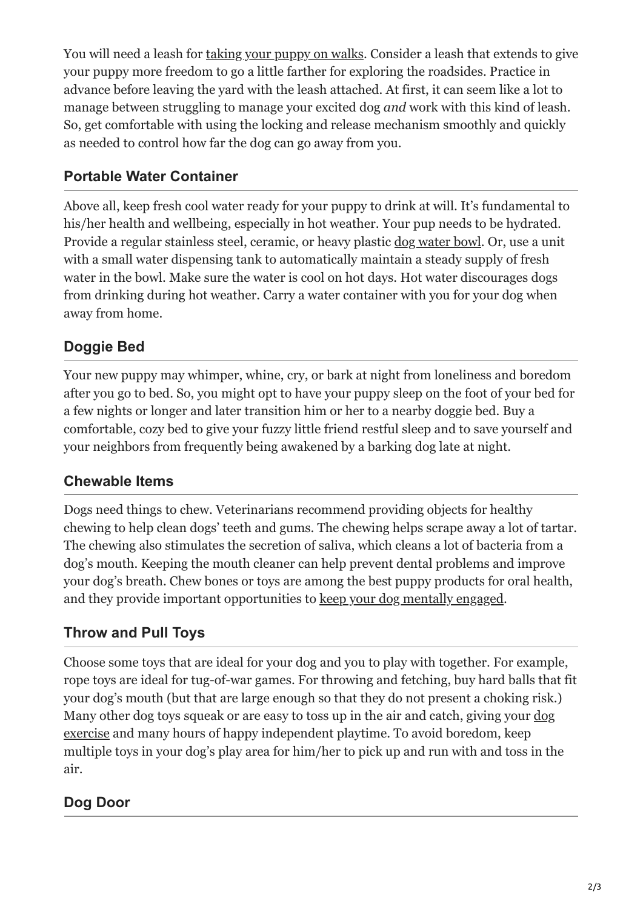You will need a leash for taking your puppy on walks. Consider a leash that extends to give your puppy more freedom to go a little farther for exploring the roadsides. Practice in advance before leaving the yard with the leash attached. At first, it can seem like a lot to manage between struggling to manage your excited dog *and* work with this kind of leash. So, get comfortable with using the locking and release mechanism smoothly and quickly as needed to control how far the dog can go away from you.

### Portable Water Container

Above all, keep fresh cool water ready for your puppy to drink at will. It's fundamental to his/her health and wellbeing, especially in hot weather. Your pup needs to be hydrated. Provide a regular stainless steel, ceramic, or heavy plastic dog water bowl. Or, use a unit with a small water dispensing tank to automatically maintain a steady supply of fresh water in the bowl. Make sure the water is cool on hot days. Hot water discourages dogs from drinking during hot weather. Carry a water container with you for your dog when away from home.

### Doggie Bed

Your new puppy may whimper, whine, cry, or bark at night from loneliness and boredom after you go to bed. So, you might opt to have your puppy sleep on the foot of your bed for a few nights or longer and later transition him or her to a nearby doggie bed. Buy a comfortable, cozy bed to give your fuzzy little friend restful sleep and to save yourself and your neighbors from frequently being awakened by a barking dog late at night.

### Chewable Items

Dogs need things to chew. Veterinarians recommend providing objects for healthy chewing to help clean dogs' teeth and gums. The chewing helps scrape away a lot of tartar. The chewing also stimulates the secretion of saliva, which cleans a lot of bacteria from a dog's mouth. Keeping the mouth cleaner can help prevent dental problems and improve your dog's breath. Chew bones or toys are among the best puppy products for oral health, and they provide important opportunities to keep your dog mentally engaged.

### Throw and Pull Toys

Choose some toys that are ideal for your dog and you to play with together. For example, rope toys are ideal for tug-of-war games. For throwing and fetching, buy hard balls that fit your dog's mouth (but that are large enough so that they do not present a choking risk.) Many other dog toys squeak or are easy to toss up in the air and catch, giving your dog exercise and many hours of happy independent playtime. To avoid boredom, keep multiple toys in your dog's play area for him/her to pick up and run with and toss in the air.

### Dog Door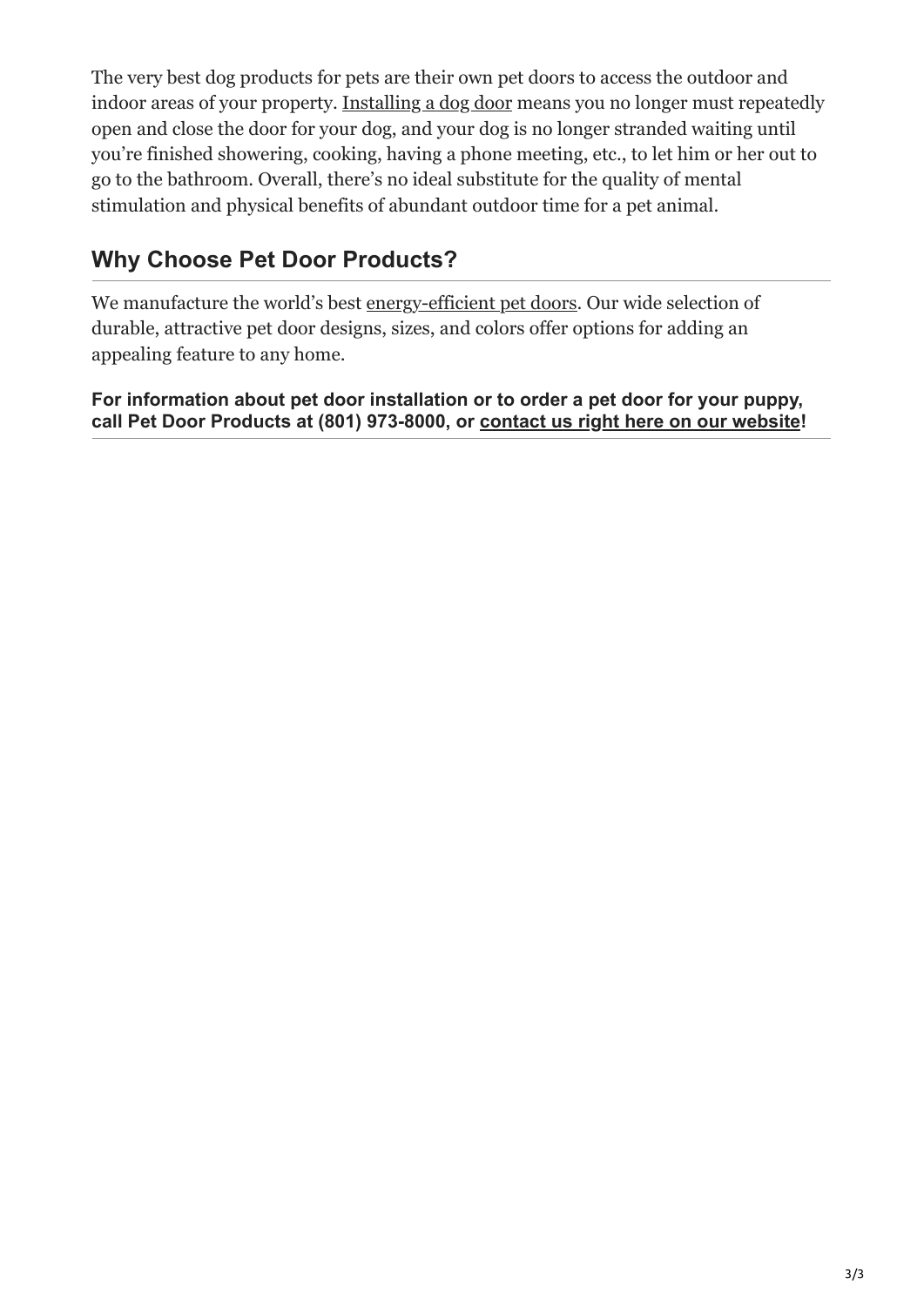The very best dog products for pets are their own pet doors to access the outdoor and indoor areas of your property. Installing a dog door means you no longer must repeatedly open and close the door for your dog, and your dog is no longer stranded waiting until you're finished showering, cooking, having a phone meeting, etc., to let him or her out to go to the bathroom. Overall, there's no ideal substitute for the quality of mental stimulation and physical benefits of abundant outdoor time for a pet animal.

## Why Choose Pet Door Products?

We manufacture the world's best energy-efficient pet doors. Our wide selection of durable, attractive pet door designs, sizes, and colors offer options for adding an appealing feature to any home.

**For information about pet door installation or to order a pet door for your puppy, call Pet Door Products at (801) 973-8000, or contact us right here on our website!**